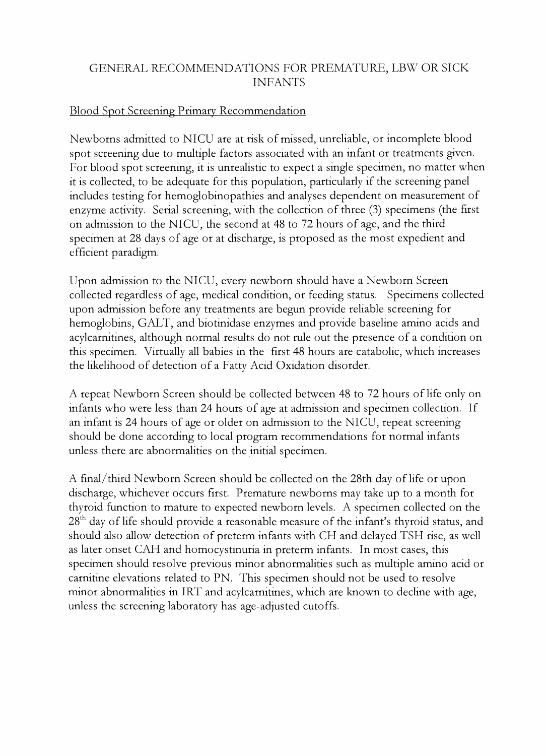# GENERAL RECOMMENDATIONS FOR PREMATURE, LBW OR SICK INFANTS

## Blood Spot Screening Primary Recommendation

Newborns admitted to NICU are at risk of missed, unreliable, or incomplete blood spot screening due to multiple factors associated with an infant or treatments given. For blood spot screening, it is unrealistic to expect a single specimen, no matter when it is collected, to be adequate for this population, particularly if the screening panel includes testing for hemoglobinopathies and analyses dependent on measurement of enzyme activity. Serial screening, with the collection of three (3) specimens (the first on admission to the NICU, the second at 48 to 72 hours of age, and the third specimen at 28 days of age or at discharge, is proposed as the most expedient and efficient paradigm.

Upon admission to the NICU, every newborn should have a Newborn Screen collected regardless of age, medical condition, or feeding status. Specimens collected upon admission before any treatments are begun provide reliable screening for hemoglobins, GALT, and biotinidase enzymes and provide baseline amino acids and acylcarnitines, although normal results do not rule out the presence of a condition on this specimen. Virtually all babies in the first 48 hours are catabolic, which increases the likelihood of detection of a Fatty Acid Oxidation disorder.

A repeat Newborn Screen should be collected between 48 to 72 hours of life only on infants who were less than 24 hours of age at admission and specimen collection. If an infant is 24 hours of age or older on admission to the NICU, repeat screening should be done according to local program recommendations for normal infants unless there are abnormalities on the initial specimen.

A final/third Newborn Screen should be collected on the 28th day of life or upon discharge, whichever occurs first. Premature newborns may take up to a month for thyroid function to mature to expected newborn levels. A specimen collected on the 28th day of life should provide a reasonable measure of the infant's thyroid status, and should also allow detection of preterm infants with CH and delayed TSH rise, as well as later onset CAH and homocystinuria in preterm infants. In most cases, this specimen should resolve previous minor abnormalities such as multiple amino acid or carnitine elevations related to PN. This specimen should not be used to resolve minor abnormalities in IRT and acylcarnitines, which are known to decline with age, unless the screening laboratory has age-adjusted cutoffs.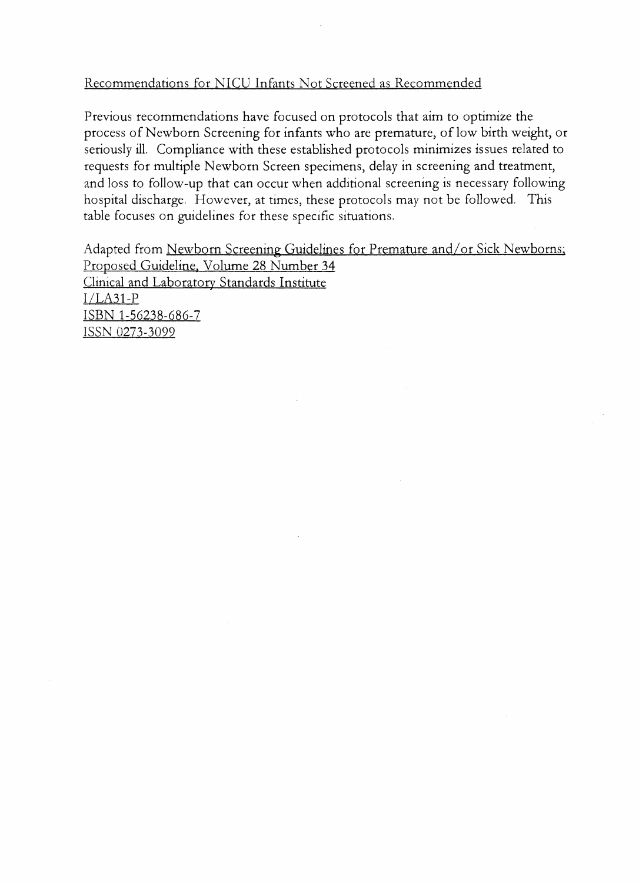## Recommendations for NICU Infants Not Screened as Recommended

Previous recommendations have focused on protocols that aim to optimize the process of Newborn Screening for infants who are premature, of low birth weight, or seriously ill. Compliance with these established protocols minimizes issues related to requests for multiple Newborn Screen specimens, delay in screening and treatment, and loss to follow-up that can occur when additional screening is necessary following hospital discharge. However, at times, these protocols may not be followed. This table focuses on guidelines for these specific situations.

Adapted from Newborn Screening Guidelines for Premature and/or Sick Newborns; Proposed Guideline, Volume 28 Number 34
Clinical and Laboratory Standards Institute
I/LA31-P
ISBN 1-56238-686-7
ISSN 0273-3099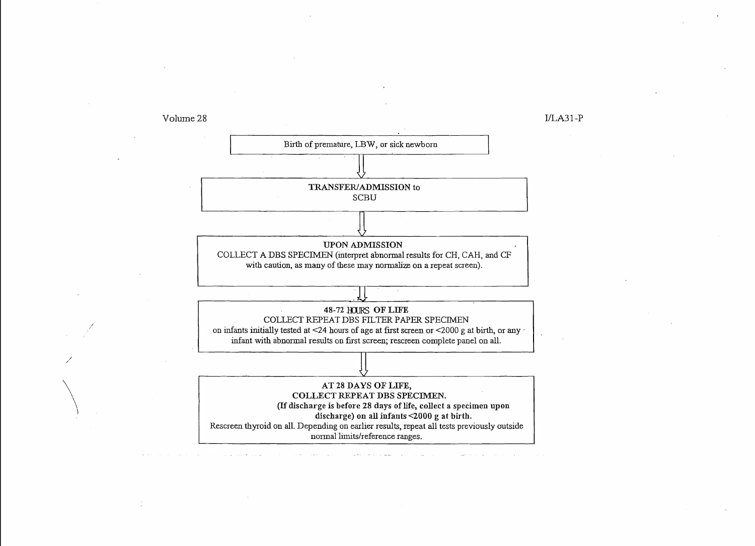Birth of premature, LBW, or sick newborn

⇓

**TRANSFER/ADMISSION** to SCBU

⇓

**UPON ADMISSION**
COLLECT A DBS SPECIMEN (interpret abnormal results for CH, CAH, and CF with caution, as many of these may normalize on a repeat screen).

⇓

**48-72 HOURS OF LIFE**
COLLECT REPEAT DBS FILTER PAPER SPECIMEN on infants initially tested at <24 hours of age at first screen or <2000 g at birth, or any infant with abnormal results on first screen; rescreen complete panel on all.

⇓

**AT 28 DAYS OF LIFE,**
**COLLECT REPEAT DBS SPECIMEN.**
**(If discharge is before 28 days of life, collect a specimen upon discharge) on all infants <2000 g at birth.**
Rescreen thyroid on all. Depending on earlier results, repeat all tests previously outside normal limits/reference ranges.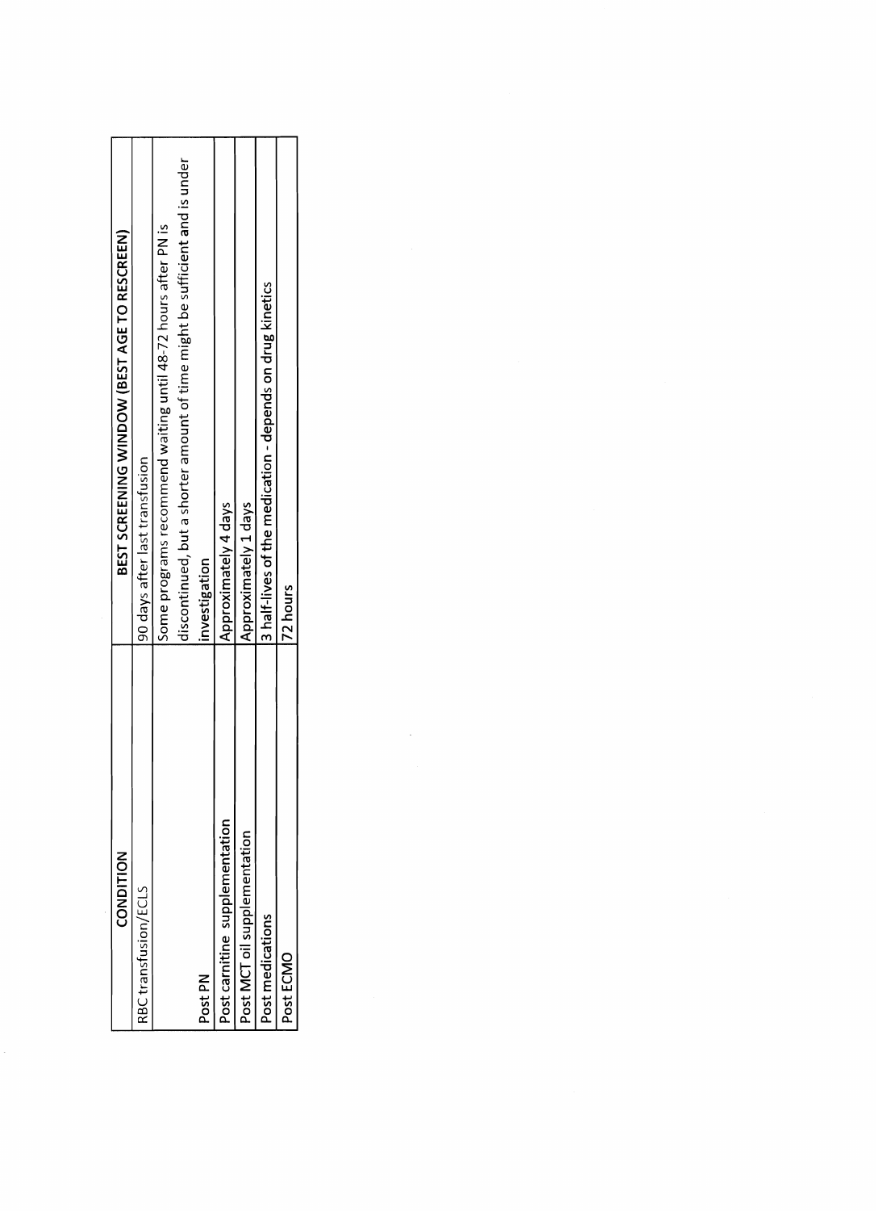| CONDITION | BEST SCREENING WINDOW (BEST AGE TO RESCREEN) |
|---|---|
| RBC transfusion/ECLS | 90 days after last transfusion |
| Post PN | Some programs recommend waiting until 48-72 hours after PN is discontinued, but a shorter amount of time might be sufficient and is under investigation |
| Post carnitine supplementation | Approximately 4 days |
| Post MCT oil supplementation | Approximately 1 days |
| Post medications | 3 half-lives of the medication - depends on drug kinetics |
| Post ECMO | 72 hours |